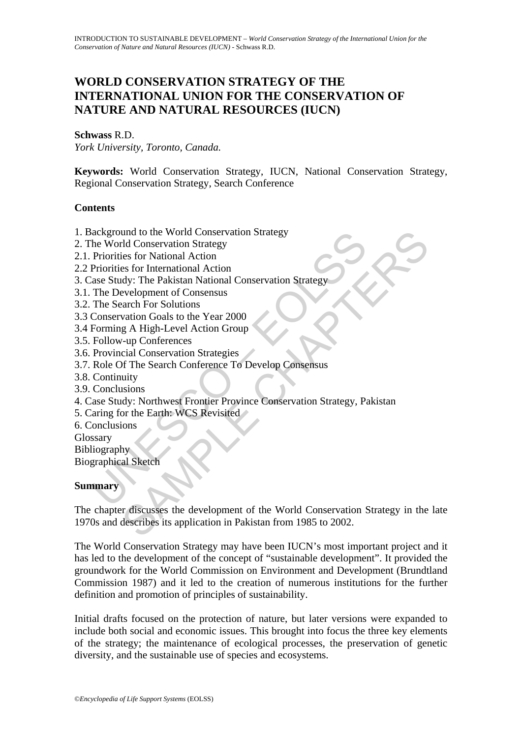# WORLD CONSERVATION STRATEGY OF THE INTERNATIONAL UNION FOR THE CONSERVATION OF NATURE AND NATURAL RESOURCES (IUCN)

**Schwass** R.D.
*York University, Toronto, Canada.*

**Keywords:** World Conservation Strategy, IUCN, National Conservation Strategy, Regional Conservation Strategy, Search Conference

## Contents

1. Background to the World Conservation Strategy
2. The World Conservation Strategy
2.1. Priorities for National Action
2.2 Priorities for International Action
3. Case Study: The Pakistan National Conservation Strategy
3.1. The Development of Consensus
3.2. The Search For Solutions
3.3 Conservation Goals to the Year 2000
3.4 Forming A High-Level Action Group
3.5. Follow-up Conferences
3.6. Provincial Conservation Strategies
3.7. Role Of The Search Conference To Develop Consensus
3.8. Continuity
3.9. Conclusions
4. Case Study: Northwest Frontier Province Conservation Strategy, Pakistan
5. Caring for the Earth: WCS Revisited
6. Conclusions

Glossary
Bibliography
Biographical Sketch

## Summary

The chapter discusses the development of the World Conservation Strategy in the late 1970s and describes its application in Pakistan from 1985 to 2002.

The World Conservation Strategy may have been IUCN's most important project and it has led to the development of the concept of "sustainable development". It provided the groundwork for the World Commission on Environment and Development (Brundtland Commission 1987) and it led to the creation of numerous institutions for the further definition and promotion of principles of sustainability.

Initial drafts focused on the protection of nature, but later versions were expanded to include both social and economic issues. This brought into focus the three key elements of the strategy; the maintenance of ecological processes, the preservation of genetic diversity, and the sustainable use of species and ecosystems.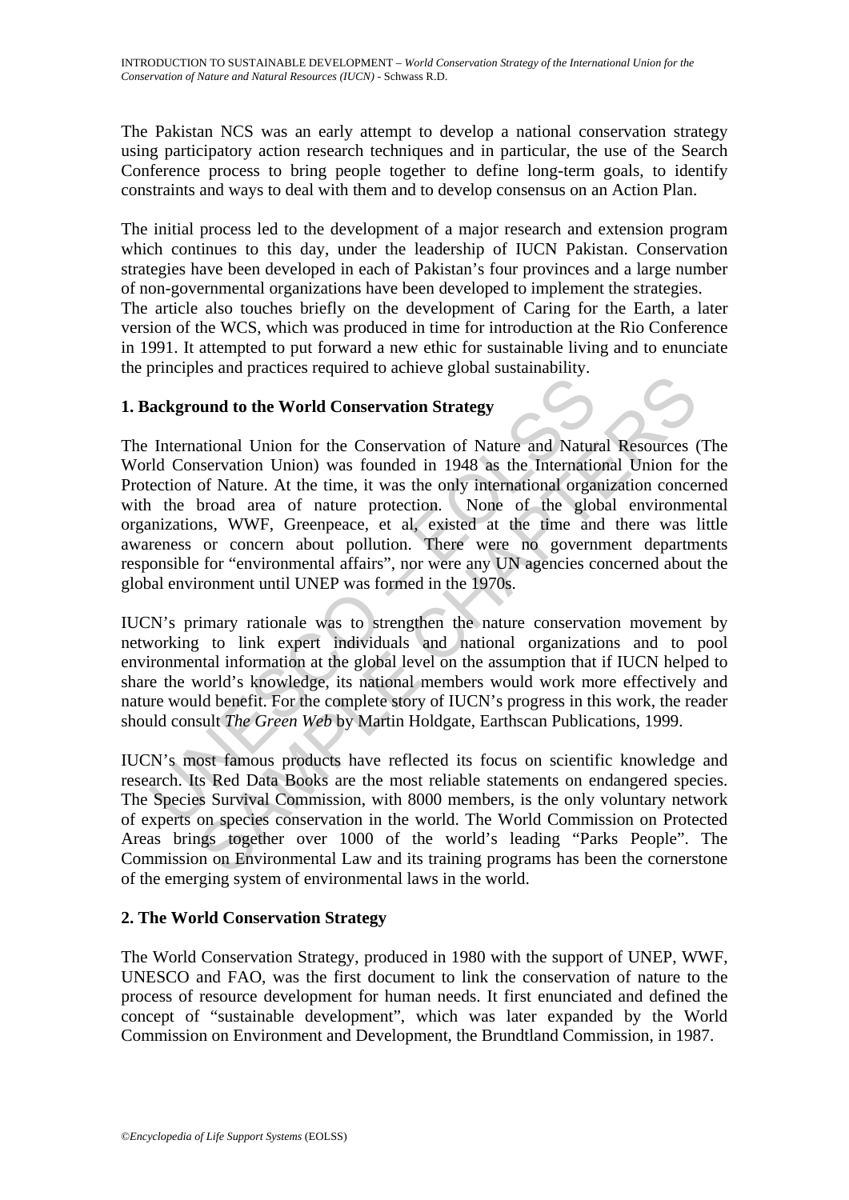The Pakistan NCS was an early attempt to develop a national conservation strategy using participatory action research techniques and in particular, the use of the Search Conference process to bring people together to define long-term goals, to identify constraints and ways to deal with them and to develop consensus on an Action Plan.

The initial process led to the development of a major research and extension program which continues to this day, under the leadership of IUCN Pakistan. Conservation strategies have been developed in each of Pakistan's four provinces and a large number of non-governmental organizations have been developed to implement the strategies.
The article also touches briefly on the development of Caring for the Earth, a later version of the WCS, which was produced in time for introduction at the Rio Conference in 1991. It attempted to put forward a new ethic for sustainable living and to enunciate the principles and practices required to achieve global sustainability.

## 1. Background to the World Conservation Strategy

The International Union for the Conservation of Nature and Natural Resources (The World Conservation Union) was founded in 1948 as the International Union for the Protection of Nature. At the time, it was the only international organization concerned with the broad area of nature protection. None of the global environmental organizations, WWF, Greenpeace, et al, existed at the time and there was little awareness or concern about pollution. There were no government departments responsible for "environmental affairs", nor were any UN agencies concerned about the global environment until UNEP was formed in the 1970s.

IUCN's primary rationale was to strengthen the nature conservation movement by networking to link expert individuals and national organizations and to pool environmental information at the global level on the assumption that if IUCN helped to share the world's knowledge, its national members would work more effectively and nature would benefit. For the complete story of IUCN's progress in this work, the reader should consult *The Green Web* by Martin Holdgate, Earthscan Publications, 1999.

IUCN's most famous products have reflected its focus on scientific knowledge and research. Its Red Data Books are the most reliable statements on endangered species. The Species Survival Commission, with 8000 members, is the only voluntary network of experts on species conservation in the world. The World Commission on Protected Areas brings together over 1000 of the world's leading "Parks People". The Commission on Environmental Law and its training programs has been the cornerstone of the emerging system of environmental laws in the world.

## 2. The World Conservation Strategy

The World Conservation Strategy, produced in 1980 with the support of UNEP, WWF, UNESCO and FAO, was the first document to link the conservation of nature to the process of resource development for human needs. It first enunciated and defined the concept of "sustainable development", which was later expanded by the World Commission on Environment and Development, the Brundtland Commission, in 1987.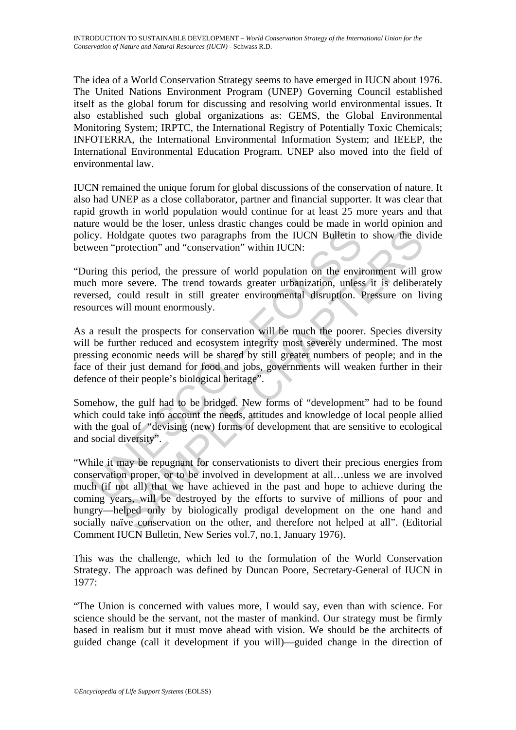The idea of a World Conservation Strategy seems to have emerged in IUCN about 1976. The United Nations Environment Program (UNEP) Governing Council established itself as the global forum for discussing and resolving world environmental issues. It also established such global organizations as: GEMS, the Global Environmental Monitoring System; IRPTC, the International Registry of Potentially Toxic Chemicals; INFOTERRA, the International Environmental Information System; and IEEEP, the International Environmental Education Program. UNEP also moved into the field of environmental law.

IUCN remained the unique forum for global discussions of the conservation of nature. It also had UNEP as a close collaborator, partner and financial supporter. It was clear that rapid growth in world population would continue for at least 25 more years and that nature would be the loser, unless drastic changes could be made in world opinion and policy. Holdgate quotes two paragraphs from the IUCN Bulletin to show the divide between "protection" and "conservation" within IUCN:

"During this period, the pressure of world population on the environment will grow much more severe. The trend towards greater urbanization, unless it is deliberately reversed, could result in still greater environmental disruption. Pressure on living resources will mount enormously.

As a result the prospects for conservation will be much the poorer. Species diversity will be further reduced and ecosystem integrity most severely undermined. The most pressing economic needs will be shared by still greater numbers of people; and in the face of their just demand for food and jobs, governments will weaken further in their defence of their people's biological heritage".

Somehow, the gulf had to be bridged. New forms of "development" had to be found which could take into account the needs, attitudes and knowledge of local people allied with the goal of "devising (new) forms of development that are sensitive to ecological and social diversity".

"While it may be repugnant for conservationists to divert their precious energies from conservation proper, or to be involved in development at all…unless we are involved much (if not all) that we have achieved in the past and hope to achieve during the coming years, will be destroyed by the efforts to survive of millions of poor and hungry—helped only by biologically prodigal development on the one hand and socially naïve conservation on the other, and therefore not helped at all". (Editorial Comment IUCN Bulletin, New Series vol.7, no.1, January 1976).

This was the challenge, which led to the formulation of the World Conservation Strategy. The approach was defined by Duncan Poore, Secretary-General of IUCN in 1977:

"The Union is concerned with values more, I would say, even than with science. For science should be the servant, not the master of mankind. Our strategy must be firmly based in realism but it must move ahead with vision. We should be the architects of guided change (call it development if you will)—guided change in the direction of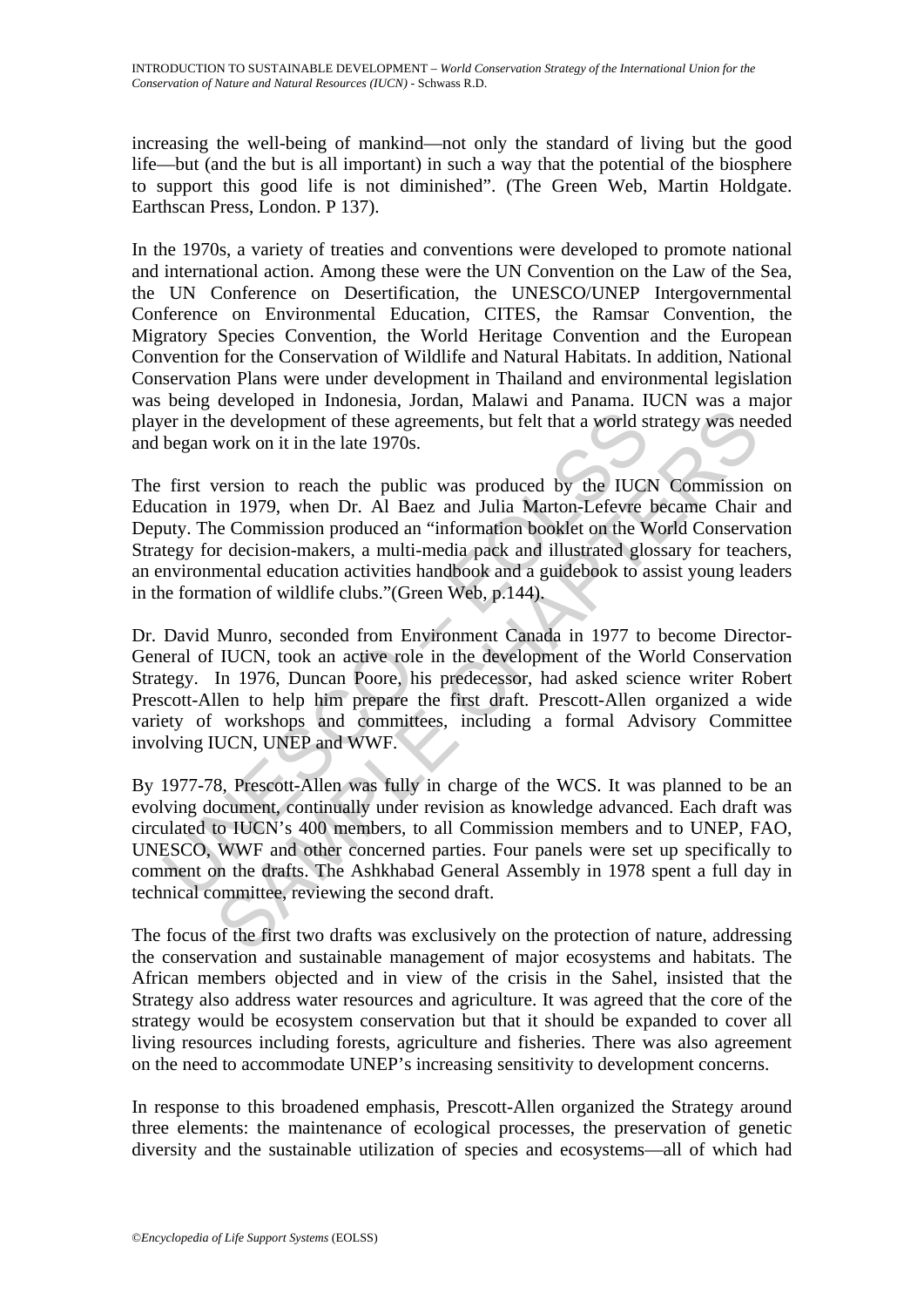increasing the well-being of mankind—not only the standard of living but the good life—but (and the but is all important) in such a way that the potential of the biosphere to support this good life is not diminished". (The Green Web, Martin Holdgate. Earthscan Press, London. P 137).

In the 1970s, a variety of treaties and conventions were developed to promote national and international action. Among these were the UN Convention on the Law of the Sea, the UN Conference on Desertification, the UNESCO/UNEP Intergovernmental Conference on Environmental Education, CITES, the Ramsar Convention, the Migratory Species Convention, the World Heritage Convention and the European Convention for the Conservation of Wildlife and Natural Habitats. In addition, National Conservation Plans were under development in Thailand and environmental legislation was being developed in Indonesia, Jordan, Malawi and Panama. IUCN was a major player in the development of these agreements, but felt that a world strategy was needed and began work on it in the late 1970s.

The first version to reach the public was produced by the IUCN Commission on Education in 1979, when Dr. Al Baez and Julia Marton-Lefevre became Chair and Deputy. The Commission produced an "information booklet on the World Conservation Strategy for decision-makers, a multi-media pack and illustrated glossary for teachers, an environmental education activities handbook and a guidebook to assist young leaders in the formation of wildlife clubs."(Green Web, p.144).

Dr. David Munro, seconded from Environment Canada in 1977 to become Director-General of IUCN, took an active role in the development of the World Conservation Strategy. In 1976, Duncan Poore, his predecessor, had asked science writer Robert Prescott-Allen to help him prepare the first draft. Prescott-Allen organized a wide variety of workshops and committees, including a formal Advisory Committee involving IUCN, UNEP and WWF.

By 1977-78, Prescott-Allen was fully in charge of the WCS. It was planned to be an evolving document, continually under revision as knowledge advanced. Each draft was circulated to IUCN's 400 members, to all Commission members and to UNEP, FAO, UNESCO, WWF and other concerned parties. Four panels were set up specifically to comment on the drafts. The Ashkhabad General Assembly in 1978 spent a full day in technical committee, reviewing the second draft.

The focus of the first two drafts was exclusively on the protection of nature, addressing the conservation and sustainable management of major ecosystems and habitats. The African members objected and in view of the crisis in the Sahel, insisted that the Strategy also address water resources and agriculture. It was agreed that the core of the strategy would be ecosystem conservation but that it should be expanded to cover all living resources including forests, agriculture and fisheries. There was also agreement on the need to accommodate UNEP's increasing sensitivity to development concerns.

In response to this broadened emphasis, Prescott-Allen organized the Strategy around three elements: the maintenance of ecological processes, the preservation of genetic diversity and the sustainable utilization of species and ecosystems—all of which had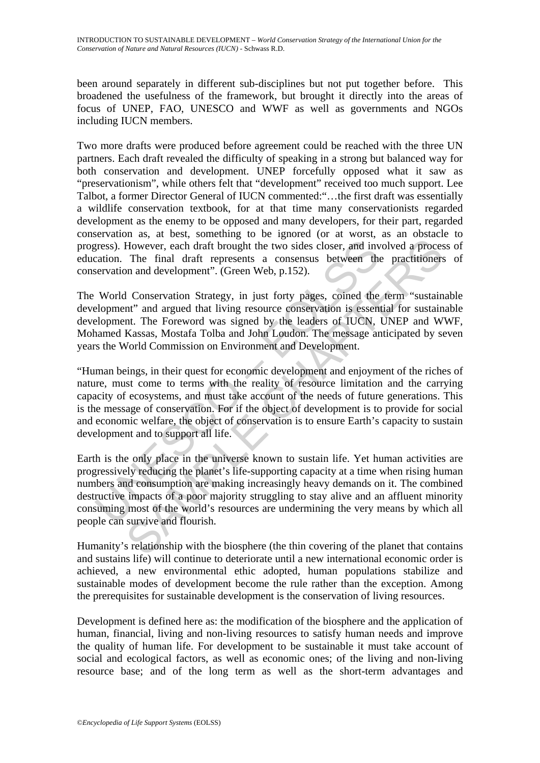been around separately in different sub-disciplines but not put together before. This broadened the usefulness of the framework, but brought it directly into the areas of focus of UNEP, FAO, UNESCO and WWF as well as governments and NGOs including IUCN members.

Two more drafts were produced before agreement could be reached with the three UN partners. Each draft revealed the difficulty of speaking in a strong but balanced way for both conservation and development. UNEP forcefully opposed what it saw as "preservationism", while others felt that "development" received too much support. Lee Talbot, a former Director General of IUCN commented:"…the first draft was essentially a wildlife conservation textbook, for at that time many conservationists regarded development as the enemy to be opposed and many developers, for their part, regarded conservation as, at best, something to be ignored (or at worst, as an obstacle to progress). However, each draft brought the two sides closer, and involved a process of education. The final draft represents a consensus between the practitioners of conservation and development". (Green Web, p.152).

The World Conservation Strategy, in just forty pages, coined the term "sustainable development" and argued that living resource conservation is essential for sustainable development. The Foreword was signed by the leaders of IUCN, UNEP and WWF, Mohamed Kassas, Mostafa Tolba and John Loudon. The message anticipated by seven years the World Commission on Environment and Development.

"Human beings, in their quest for economic development and enjoyment of the riches of nature, must come to terms with the reality of resource limitation and the carrying capacity of ecosystems, and must take account of the needs of future generations. This is the message of conservation. For if the object of development is to provide for social and economic welfare, the object of conservation is to ensure Earth's capacity to sustain development and to support all life.

Earth is the only place in the universe known to sustain life. Yet human activities are progressively reducing the planet's life-supporting capacity at a time when rising human numbers and consumption are making increasingly heavy demands on it. The combined destructive impacts of a poor majority struggling to stay alive and an affluent minority consuming most of the world's resources are undermining the very means by which all people can survive and flourish.

Humanity's relationship with the biosphere (the thin covering of the planet that contains and sustains life) will continue to deteriorate until a new international economic order is achieved, a new environmental ethic adopted, human populations stabilize and sustainable modes of development become the rule rather than the exception. Among the prerequisites for sustainable development is the conservation of living resources.

Development is defined here as: the modification of the biosphere and the application of human, financial, living and non-living resources to satisfy human needs and improve the quality of human life. For development to be sustainable it must take account of social and ecological factors, as well as economic ones; of the living and non-living resource base; and of the long term as well as the short-term advantages and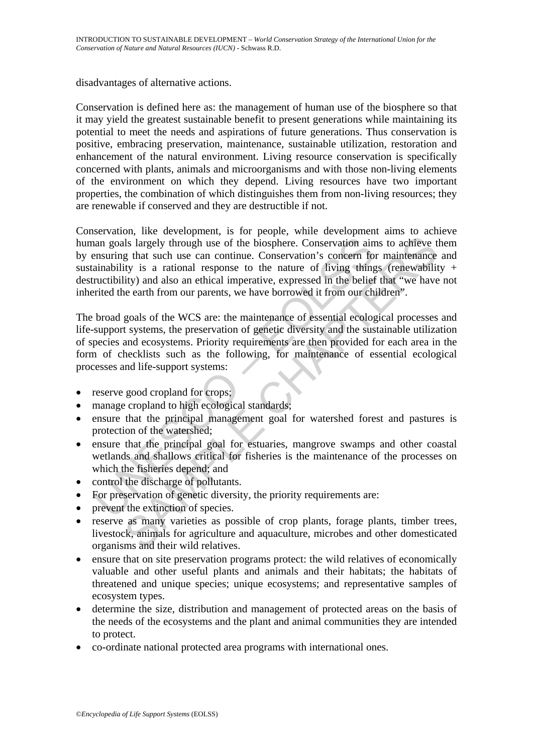disadvantages of alternative actions.

Conservation is defined here as: the management of human use of the biosphere so that it may yield the greatest sustainable benefit to present generations while maintaining its potential to meet the needs and aspirations of future generations. Thus conservation is positive, embracing preservation, maintenance, sustainable utilization, restoration and enhancement of the natural environment. Living resource conservation is specifically concerned with plants, animals and microorganisms and with those non-living elements of the environment on which they depend. Living resources have two important properties, the combination of which distinguishes them from non-living resources; they are renewable if conserved and they are destructible if not.

Conservation, like development, is for people, while development aims to achieve human goals largely through use of the biosphere. Conservation aims to achieve them by ensuring that such use can continue. Conservation's concern for maintenance and sustainability is a rational response to the nature of living things (renewability + destructibility) and also an ethical imperative, expressed in the belief that "we have not inherited the earth from our parents, we have borrowed it from our children".

The broad goals of the WCS are: the maintenance of essential ecological processes and life-support systems, the preservation of genetic diversity and the sustainable utilization of species and ecosystems. Priority requirements are then provided for each area in the form of checklists such as the following, for maintenance of essential ecological processes and life-support systems:

- reserve good cropland for crops;
- manage cropland to high ecological standards;
- ensure that the principal management goal for watershed forest and pastures is protection of the watershed;
- ensure that the principal goal for estuaries, mangrove swamps and other coastal wetlands and shallows critical for fisheries is the maintenance of the processes on which the fisheries depend; and
- control the discharge of pollutants.
- For preservation of genetic diversity, the priority requirements are:
- prevent the extinction of species.
- reserve as many varieties as possible of crop plants, forage plants, timber trees, livestock, animals for agriculture and aquaculture, microbes and other domesticated organisms and their wild relatives.
- ensure that on site preservation programs protect: the wild relatives of economically valuable and other useful plants and animals and their habitats; the habitats of threatened and unique species; unique ecosystems; and representative samples of ecosystem types.
- determine the size, distribution and management of protected areas on the basis of the needs of the ecosystems and the plant and animal communities they are intended to protect.
- co-ordinate national protected area programs with international ones.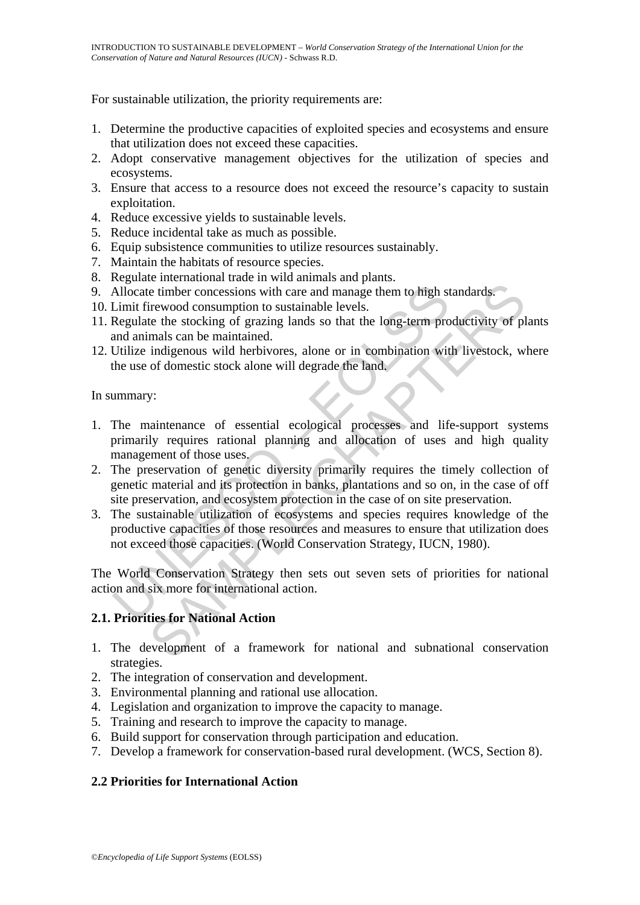For sustainable utilization, the priority requirements are:

1. Determine the productive capacities of exploited species and ecosystems and ensure that utilization does not exceed these capacities.
2. Adopt conservative management objectives for the utilization of species and ecosystems.
3. Ensure that access to a resource does not exceed the resource's capacity to sustain exploitation.
4. Reduce excessive yields to sustainable levels.
5. Reduce incidental take as much as possible.
6. Equip subsistence communities to utilize resources sustainably.
7. Maintain the habitats of resource species.
8. Regulate international trade in wild animals and plants.
9. Allocate timber concessions with care and manage them to high standards.
10. Limit firewood consumption to sustainable levels.
11. Regulate the stocking of grazing lands so that the long-term productivity of plants and animals can be maintained.
12. Utilize indigenous wild herbivores, alone or in combination with livestock, where the use of domestic stock alone will degrade the land.

In summary:

1. The maintenance of essential ecological processes and life-support systems primarily requires rational planning and allocation of uses and high quality management of those uses.
2. The preservation of genetic diversity primarily requires the timely collection of genetic material and its protection in banks, plantations and so on, in the case of off site preservation, and ecosystem protection in the case of on site preservation.
3. The sustainable utilization of ecosystems and species requires knowledge of the productive capacities of those resources and measures to ensure that utilization does not exceed those capacities. (World Conservation Strategy, IUCN, 1980).

The World Conservation Strategy then sets out seven sets of priorities for national action and six more for international action.

### 2.1. Priorities for National Action

1. The development of a framework for national and subnational conservation strategies.
2. The integration of conservation and development.
3. Environmental planning and rational use allocation.
4. Legislation and organization to improve the capacity to manage.
5. Training and research to improve the capacity to manage.
6. Build support for conservation through participation and education.
7. Develop a framework for conservation-based rural development. (WCS, Section 8).

### 2.2 Priorities for International Action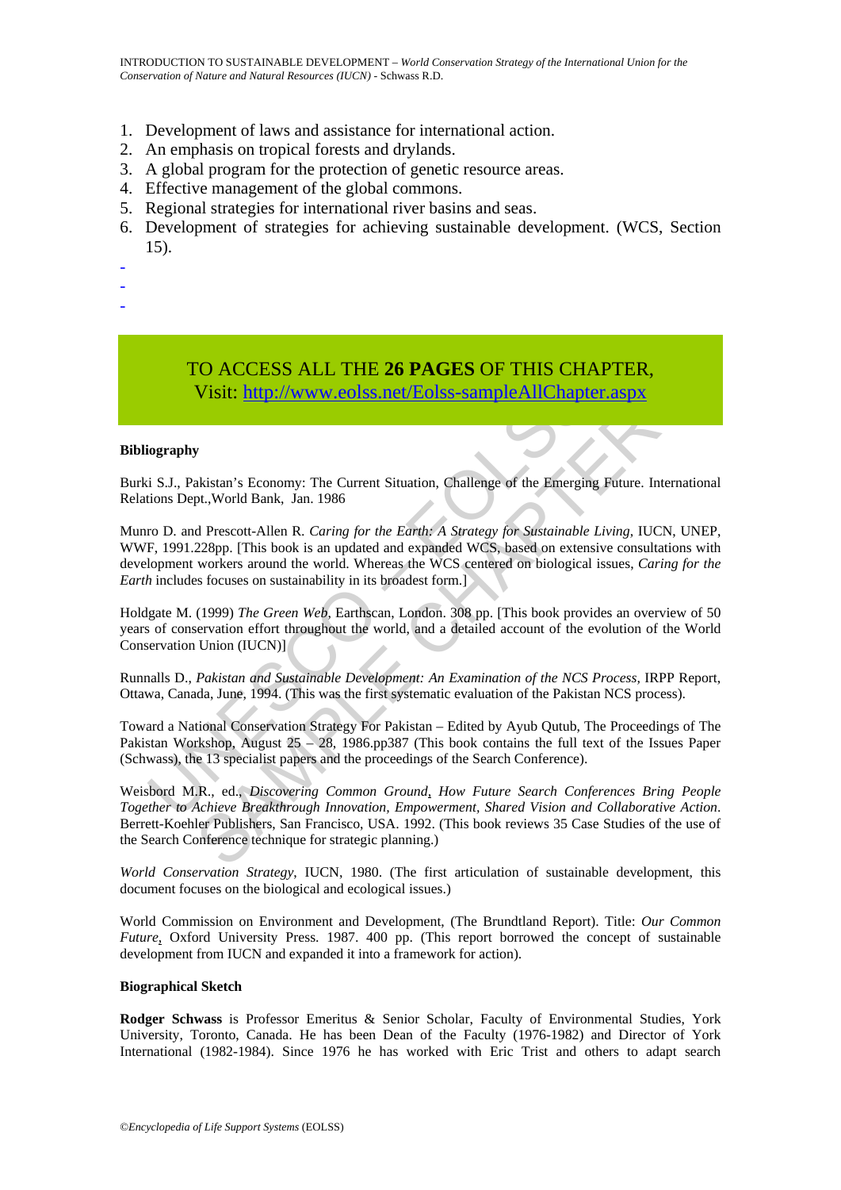1. Development of laws and assistance for international action.
2. An emphasis on tropical forests and drylands.
3. A global program for the protection of genetic resource areas.
4. Effective management of the global commons.
5. Regional strategies for international river basins and seas.
6. Development of strategies for achieving sustainable development. (WCS, Section 15).

-
-
-

TO ACCESS ALL THE **26 PAGES** OF THIS CHAPTER,
Visit: http://www.eolss.net/Eolss-sampleAllChapter.aspx

**Bibliography**

Burki S.J., Pakistan's Economy: The Current Situation, Challenge of the Emerging Future. International Relations Dept.,World Bank, Jan. 1986

Munro D. and Prescott-Allen R. *Caring for the Earth: A Strategy for Sustainable Living*, IUCN, UNEP, WWF, 1991.228pp. [This book is an updated and expanded WCS, based on extensive consultations with development workers around the world. Whereas the WCS centered on biological issues, *Caring for the Earth* includes focuses on sustainability in its broadest form.]

Holdgate M. (1999) *The Green Web*, Earthscan, London. 308 pp. [This book provides an overview of 50 years of conservation effort throughout the world, and a detailed account of the evolution of the World Conservation Union (IUCN)]

Runnalls D., *Pakistan and Sustainable Development: An Examination of the NCS Process*, IRPP Report, Ottawa, Canada, June, 1994. (This was the first systematic evaluation of the Pakistan NCS process).

Toward a National Conservation Strategy For Pakistan – Edited by Ayub Qutub, The Proceedings of The Pakistan Workshop, August 25 – 28, 1986.pp387 (This book contains the full text of the Issues Paper (Schwass), the 13 specialist papers and the proceedings of the Search Conference).

Weisbord M.R., ed., *Discovering Common Ground*, *How Future Search Conferences Bring People Together to Achieve Breakthrough Innovation, Empowerment, Shared Vision and Collaborative Action*. Berrett-Koehler Publishers, San Francisco, USA. 1992. (This book reviews 35 Case Studies of the use of the Search Conference technique for strategic planning.)

*World Conservation Strategy*, IUCN, 1980. (The first articulation of sustainable development, this document focuses on the biological and ecological issues.)

World Commission on Environment and Development, (The Brundtland Report). Title: *Our Common Future*, Oxford University Press. 1987. 400 pp. (This report borrowed the concept of sustainable development from IUCN and expanded it into a framework for action).

**Biographical Sketch**

**Rodger Schwass** is Professor Emeritus & Senior Scholar, Faculty of Environmental Studies, York University, Toronto, Canada. He has been Dean of the Faculty (1976-1982) and Director of York International (1982-1984). Since 1976 he has worked with Eric Trist and others to adapt search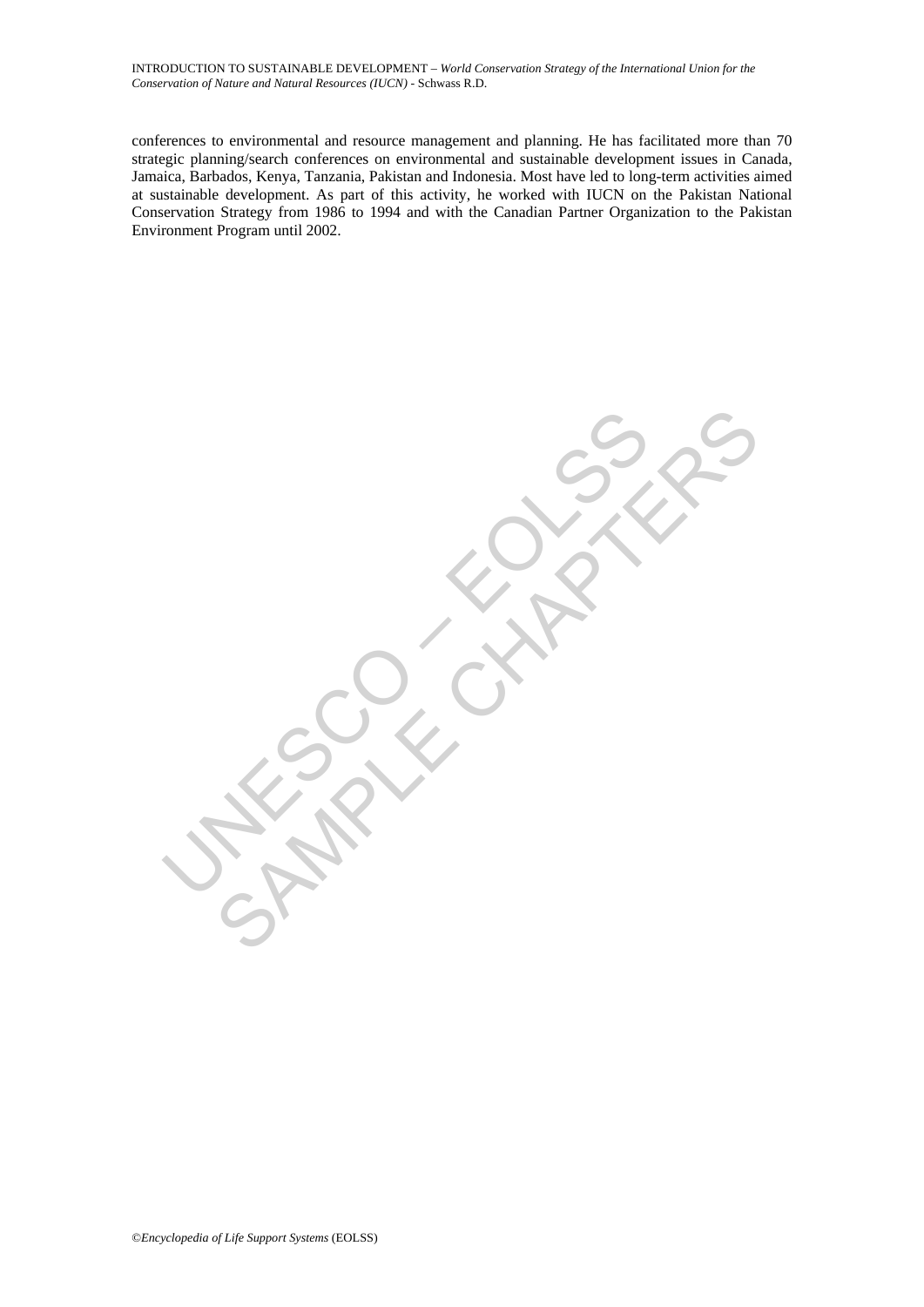conferences to environmental and resource management and planning. He has facilitated more than 70 strategic planning/search conferences on environmental and sustainable development issues in Canada, Jamaica, Barbados, Kenya, Tanzania, Pakistan and Indonesia. Most have led to long-term activities aimed at sustainable development. As part of this activity, he worked with IUCN on the Pakistan National Conservation Strategy from 1986 to 1994 and with the Canadian Partner Organization to the Pakistan Environment Program until 2002.